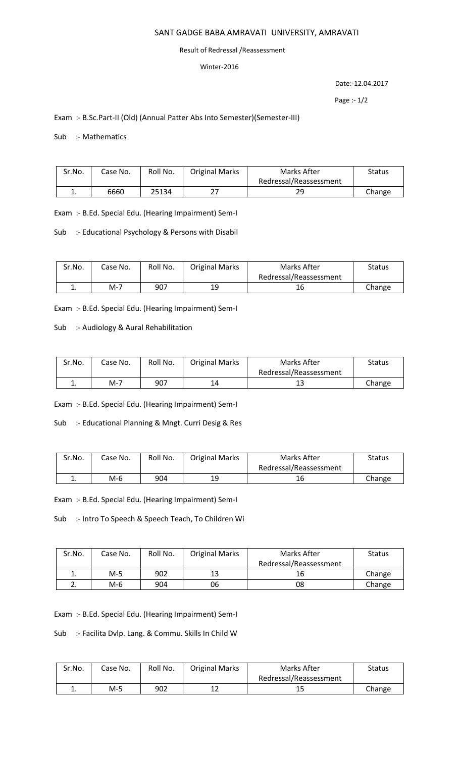# SANT GADGE BABA AMRAVATI UNIVERSITY, AMRAVATI

Result of Redressal /Reassessment

Winter-2016

Date:-12.04.2017

Exam :- B.Sc.Part-II (Old) (Annual Patter Abs Into Semester)(Semester-III)

Sub :- Mathematics

| Sr.No. | Case No. | Roll No. | Original Marks | Marks After Redressal/Reassessment | Status |
|---|---|---|---|---|---|
| 1. | 6660 | 25134 | 27 | 29 | Change |

Exam :- B.Ed. Special Edu. (Hearing Impairment) Sem-I

Sub :- Educational Psychology & Persons with Disabil

| Sr.No. | Case No. | Roll No. | Original Marks | Marks After Redressal/Reassessment | Status |
|---|---|---|---|---|---|
| 1. | M-7 | 907 | 19 | 16 | Change |

Exam :- B.Ed. Special Edu. (Hearing Impairment) Sem-I

Sub :- Audiology & Aural Rehabilitation

| Sr.No. | Case No. | Roll No. | Original Marks | Marks After Redressal/Reassessment | Status |
|---|---|---|---|---|---|
| 1. | M-7 | 907 | 14 | 13 | Change |

Exam :- B.Ed. Special Edu. (Hearing Impairment) Sem-I

Sub :- Educational Planning & Mngt. Curri Desig & Res

| Sr.No. | Case No. | Roll No. | Original Marks | Marks After Redressal/Reassessment | Status |
|---|---|---|---|---|---|
| 1. | M-6 | 904 | 19 | 16 | Change |

Exam :- B.Ed. Special Edu. (Hearing Impairment) Sem-I

Sub :- Intro To Speech & Speech Teach, To Children Wi

| Sr.No. | Case No. | Roll No. | Original Marks | Marks After Redressal/Reassessment | Status |
|---|---|---|---|---|---|
| 1. | M-5 | 902 | 13 | 16 | Change |
| 2. | M-6 | 904 | 06 | 08 | Change |

Exam :- B.Ed. Special Edu. (Hearing Impairment) Sem-I

Sub :- Facilita Dvlp. Lang. & Commu. Skills In Child W

| Sr.No. | Case No. | Roll No. | Original Marks | Marks After Redressal/Reassessment | Status |
|---|---|---|---|---|---|
| 1. | M-5 | 902 | 12 | 15 | Change |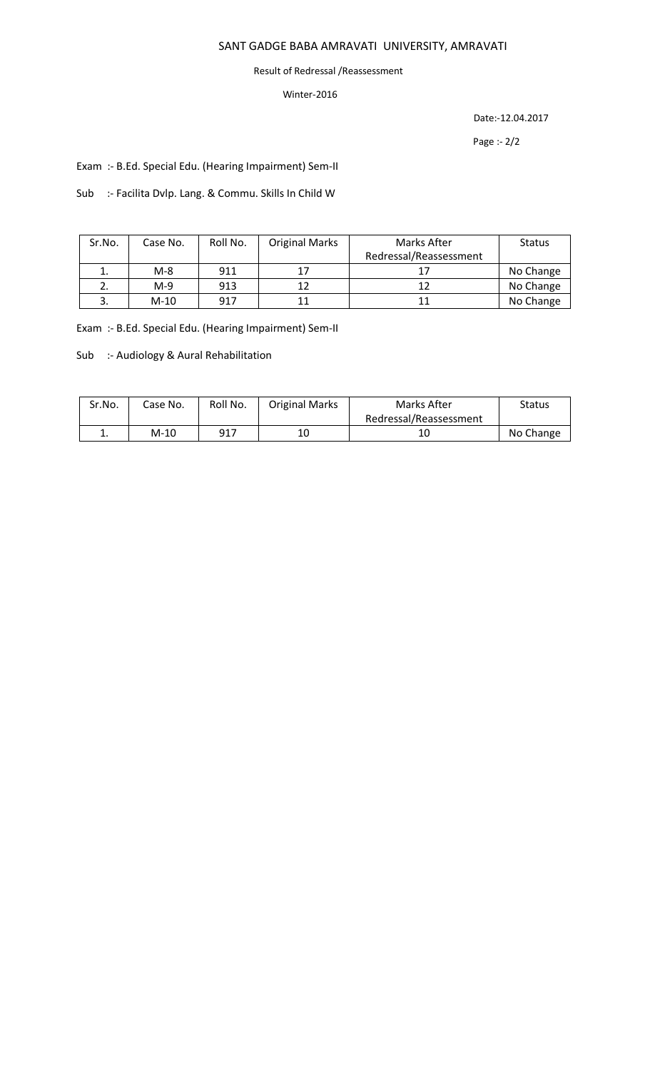# SANT GADGE BABA AMRAVATI UNIVERSITY, AMRAVATI

Result of Redressal /Reassessment

Winter-2016

Date:-12.04.2017

Exam :- B.Ed. Special Edu. (Hearing Impairment) Sem-II

Sub :- Facilita Dvlp. Lang. & Commu. Skills In Child W

| Sr.No. | Case No. | Roll No. | Original Marks | Marks After Redressal/Reassessment | Status |
|---|---|---|---|---|---|
| 1. | M-8 | 911 | 17 | 17 | No Change |
| 2. | M-9 | 913 | 12 | 12 | No Change |
| 3. | M-10 | 917 | 11 | 11 | No Change |

Exam :- B.Ed. Special Edu. (Hearing Impairment) Sem-II

Sub :- Audiology & Aural Rehabilitation

| Sr.No. | Case No. | Roll No. | Original Marks | Marks After Redressal/Reassessment | Status |
|---|---|---|---|---|---|
| 1. | M-10 | 917 | 10 | 10 | No Change |